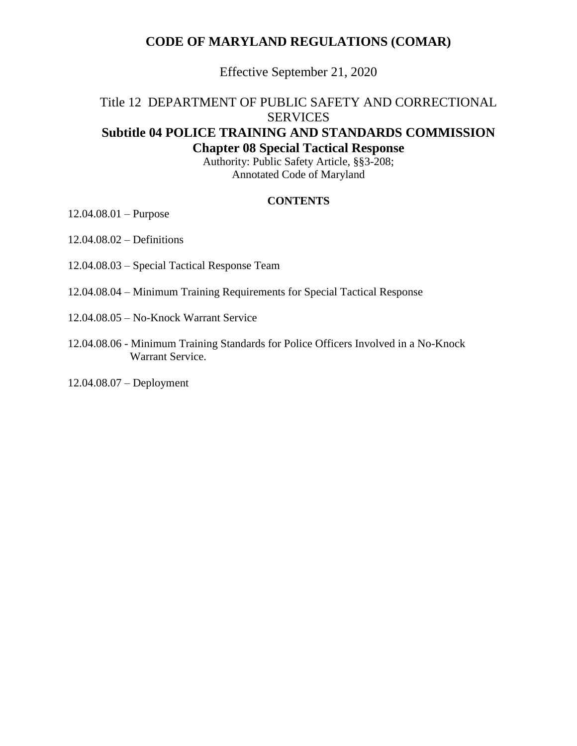# CODE OF MARYLAND REGULATIONS (COMAR)

Effective September 21, 2020

Title 12 DEPARTMENT OF PUBLIC SAFETY AND CORRECTIONAL SERVICES

## Subtitle 04 POLICE TRAINING AND STANDARDS COMMISSION

## Chapter 08 Special Tactical Response

Authority: Public Safety Article, §§3-208;
Annotated Code of Maryland

**CONTENTS**

12.04.08.01 – Purpose

12.04.08.02 – Definitions

12.04.08.03 – Special Tactical Response Team

12.04.08.04 – Minimum Training Requirements for Special Tactical Response

12.04.08.05 – No-Knock Warrant Service

12.04.08.06 - Minimum Training Standards for Police Officers Involved in a No-Knock Warrant Service.

12.04.08.07 – Deployment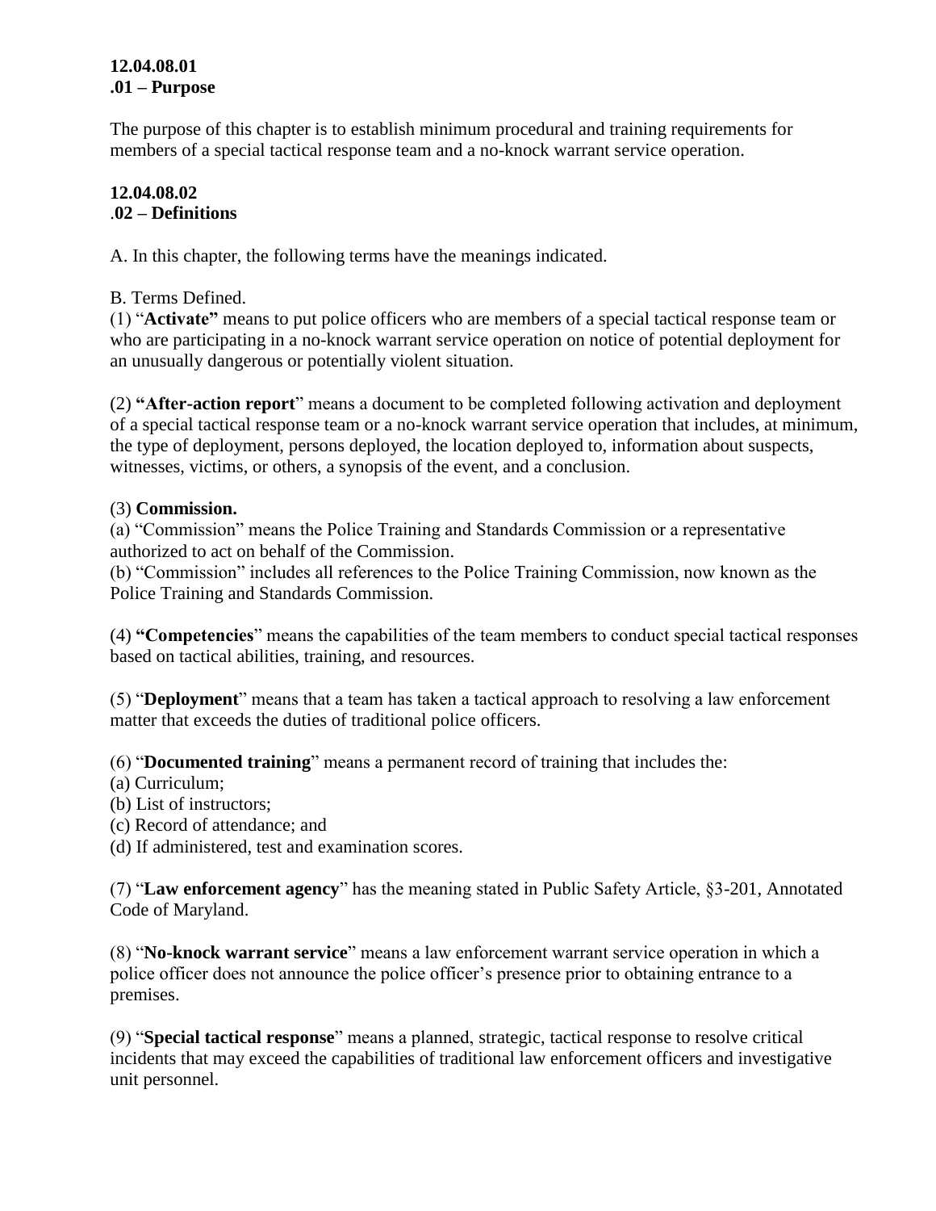**12.04.08.01**
**.01 – Purpose**

The purpose of this chapter is to establish minimum procedural and training requirements for members of a special tactical response team and a no-knock warrant service operation.

**12.04.08.02**
.**02 – Definitions**

A. In this chapter, the following terms have the meanings indicated.

B. Terms Defined.
(1) "**Activate"** means to put police officers who are members of a special tactical response team or who are participating in a no-knock warrant service operation on notice of potential deployment for an unusually dangerous or potentially violent situation.

(2) **"After-action report**" means a document to be completed following activation and deployment of a special tactical response team or a no-knock warrant service operation that includes, at minimum, the type of deployment, persons deployed, the location deployed to, information about suspects, witnesses, victims, or others, a synopsis of the event, and a conclusion.

(3) **Commission.**
(a) "Commission" means the Police Training and Standards Commission or a representative authorized to act on behalf of the Commission.
(b) "Commission" includes all references to the Police Training Commission, now known as the Police Training and Standards Commission.

(4) **"Competencies**" means the capabilities of the team members to conduct special tactical responses based on tactical abilities, training, and resources.

(5) "**Deployment**" means that a team has taken a tactical approach to resolving a law enforcement matter that exceeds the duties of traditional police officers.

(6) "**Documented training**" means a permanent record of training that includes the:
(a) Curriculum;
(b) List of instructors;
(c) Record of attendance; and
(d) If administered, test and examination scores.

(7) "**Law enforcement agency**" has the meaning stated in Public Safety Article, §3-201, Annotated Code of Maryland.

(8) "**No-knock warrant service**" means a law enforcement warrant service operation in which a police officer does not announce the police officer's presence prior to obtaining entrance to a premises.

(9) "**Special tactical response**" means a planned, strategic, tactical response to resolve critical incidents that may exceed the capabilities of traditional law enforcement officers and investigative unit personnel.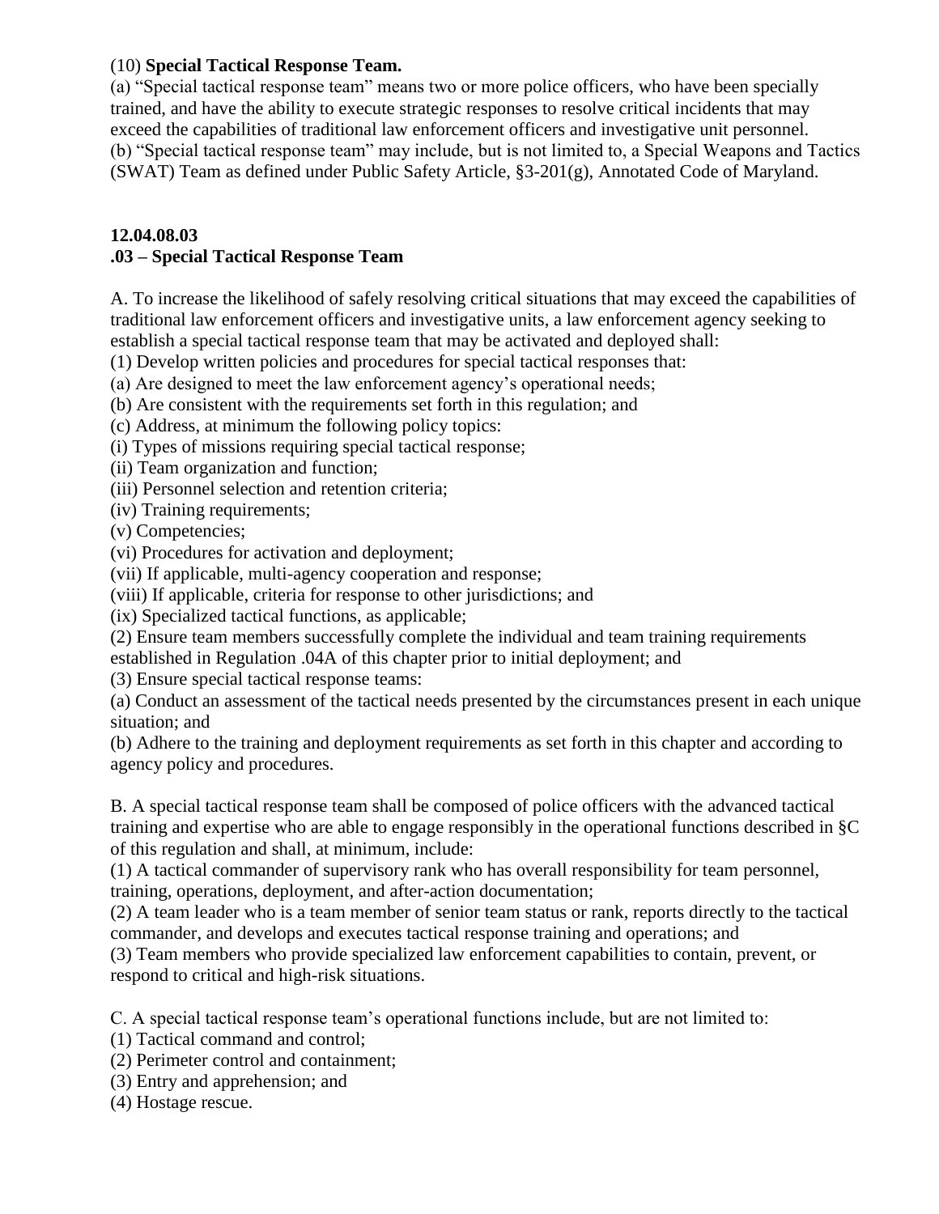(10) **Special Tactical Response Team.**

(a) "Special tactical response team" means two or more police officers, who have been specially trained, and have the ability to execute strategic responses to resolve critical incidents that may exceed the capabilities of traditional law enforcement officers and investigative unit personnel.

(b) "Special tactical response team" may include, but is not limited to, a Special Weapons and Tactics (SWAT) Team as defined under Public Safety Article, §3-201(g), Annotated Code of Maryland.

**12.04.08.03**

**.03 – Special Tactical Response Team**

A. To increase the likelihood of safely resolving critical situations that may exceed the capabilities of traditional law enforcement officers and investigative units, a law enforcement agency seeking to establish a special tactical response team that may be activated and deployed shall:

(1) Develop written policies and procedures for special tactical responses that:

(a) Are designed to meet the law enforcement agency's operational needs;

(b) Are consistent with the requirements set forth in this regulation; and

(c) Address, at minimum the following policy topics:

(i) Types of missions requiring special tactical response;

(ii) Team organization and function;

(iii) Personnel selection and retention criteria;

(iv) Training requirements;

(v) Competencies;

(vi) Procedures for activation and deployment;

(vii) If applicable, multi-agency cooperation and response;

(viii) If applicable, criteria for response to other jurisdictions; and

(ix) Specialized tactical functions, as applicable;

(2) Ensure team members successfully complete the individual and team training requirements established in Regulation .04A of this chapter prior to initial deployment; and

(3) Ensure special tactical response teams:

(a) Conduct an assessment of the tactical needs presented by the circumstances present in each unique situation; and

(b) Adhere to the training and deployment requirements as set forth in this chapter and according to agency policy and procedures.

B. A special tactical response team shall be composed of police officers with the advanced tactical training and expertise who are able to engage responsibly in the operational functions described in §C of this regulation and shall, at minimum, include:

(1) A tactical commander of supervisory rank who has overall responsibility for team personnel, training, operations, deployment, and after-action documentation;

(2) A team leader who is a team member of senior team status or rank, reports directly to the tactical commander, and develops and executes tactical response training and operations; and

(3) Team members who provide specialized law enforcement capabilities to contain, prevent, or respond to critical and high-risk situations.

C. A special tactical response team's operational functions include, but are not limited to:

(1) Tactical command and control;

(2) Perimeter control and containment;

(3) Entry and apprehension; and

(4) Hostage rescue.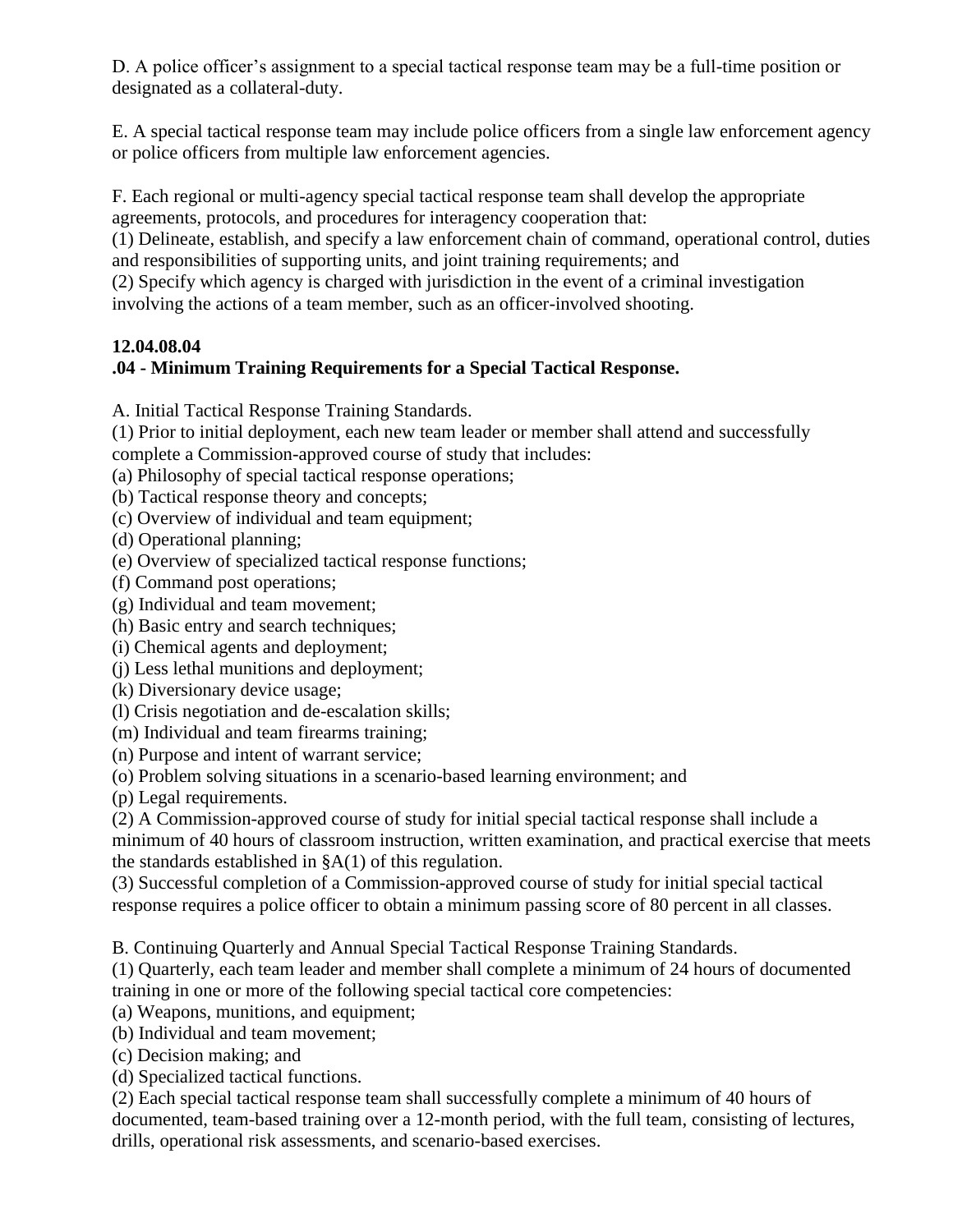D. A police officer's assignment to a special tactical response team may be a full-time position or designated as a collateral-duty.

E. A special tactical response team may include police officers from a single law enforcement agency or police officers from multiple law enforcement agencies.

F. Each regional or multi-agency special tactical response team shall develop the appropriate agreements, protocols, and procedures for interagency cooperation that:
(1) Delineate, establish, and specify a law enforcement chain of command, operational control, duties and responsibilities of supporting units, and joint training requirements; and
(2) Specify which agency is charged with jurisdiction in the event of a criminal investigation involving the actions of a team member, such as an officer-involved shooting.

**12.04.08.04**
**.04 - Minimum Training Requirements for a Special Tactical Response.**

A. Initial Tactical Response Training Standards.
(1) Prior to initial deployment, each new team leader or member shall attend and successfully complete a Commission-approved course of study that includes:
(a) Philosophy of special tactical response operations;
(b) Tactical response theory and concepts;
(c) Overview of individual and team equipment;
(d) Operational planning;
(e) Overview of specialized tactical response functions;
(f) Command post operations;
(g) Individual and team movement;
(h) Basic entry and search techniques;
(i) Chemical agents and deployment;
(j) Less lethal munitions and deployment;
(k) Diversionary device usage;
(l) Crisis negotiation and de-escalation skills;
(m) Individual and team firearms training;
(n) Purpose and intent of warrant service;
(o) Problem solving situations in a scenario-based learning environment; and
(p) Legal requirements.
(2) A Commission-approved course of study for initial special tactical response shall include a minimum of 40 hours of classroom instruction, written examination, and practical exercise that meets the standards established in §A(1) of this regulation.
(3) Successful completion of a Commission-approved course of study for initial special tactical response requires a police officer to obtain a minimum passing score of 80 percent in all classes.

B. Continuing Quarterly and Annual Special Tactical Response Training Standards.
(1) Quarterly, each team leader and member shall complete a minimum of 24 hours of documented training in one or more of the following special tactical core competencies:
(a) Weapons, munitions, and equipment;
(b) Individual and team movement;
(c) Decision making; and
(d) Specialized tactical functions.
(2) Each special tactical response team shall successfully complete a minimum of 40 hours of documented, team-based training over a 12-month period, with the full team, consisting of lectures, drills, operational risk assessments, and scenario-based exercises.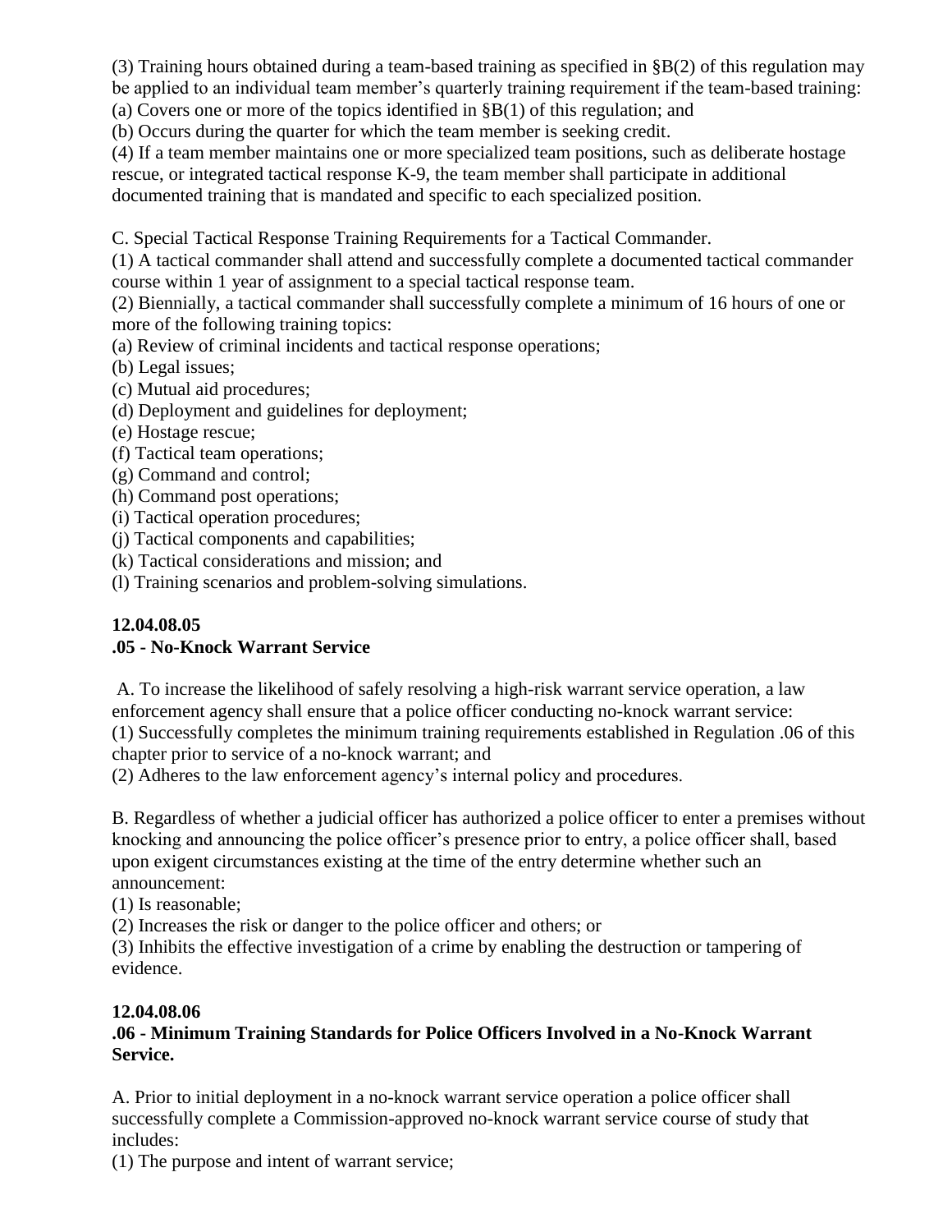(3) Training hours obtained during a team-based training as specified in §B(2) of this regulation may be applied to an individual team member's quarterly training requirement if the team-based training:
(a) Covers one or more of the topics identified in §B(1) of this regulation; and
(b) Occurs during the quarter for which the team member is seeking credit.
(4) If a team member maintains one or more specialized team positions, such as deliberate hostage rescue, or integrated tactical response K-9, the team member shall participate in additional documented training that is mandated and specific to each specialized position.

C. Special Tactical Response Training Requirements for a Tactical Commander.
(1) A tactical commander shall attend and successfully complete a documented tactical commander course within 1 year of assignment to a special tactical response team.
(2) Biennially, a tactical commander shall successfully complete a minimum of 16 hours of one or more of the following training topics:
(a) Review of criminal incidents and tactical response operations;
(b) Legal issues;
(c) Mutual aid procedures;
(d) Deployment and guidelines for deployment;
(e) Hostage rescue;
(f) Tactical team operations;
(g) Command and control;
(h) Command post operations;
(i) Tactical operation procedures;
(j) Tactical components and capabilities;
(k) Tactical considerations and mission; and
(l) Training scenarios and problem-solving simulations.

**12.04.08.05**
**.05 - No-Knock Warrant Service**

A. To increase the likelihood of safely resolving a high-risk warrant service operation, a law enforcement agency shall ensure that a police officer conducting no-knock warrant service:
(1) Successfully completes the minimum training requirements established in Regulation .06 of this chapter prior to service of a no-knock warrant; and
(2) Adheres to the law enforcement agency's internal policy and procedures.

B. Regardless of whether a judicial officer has authorized a police officer to enter a premises without knocking and announcing the police officer's presence prior to entry, a police officer shall, based upon exigent circumstances existing at the time of the entry determine whether such an announcement:
(1) Is reasonable;
(2) Increases the risk or danger to the police officer and others; or
(3) Inhibits the effective investigation of a crime by enabling the destruction or tampering of evidence.

**12.04.08.06**
**.06 - Minimum Training Standards for Police Officers Involved in a No-Knock Warrant Service.**

A. Prior to initial deployment in a no-knock warrant service operation a police officer shall successfully complete a Commission-approved no-knock warrant service course of study that includes:
(1) The purpose and intent of warrant service;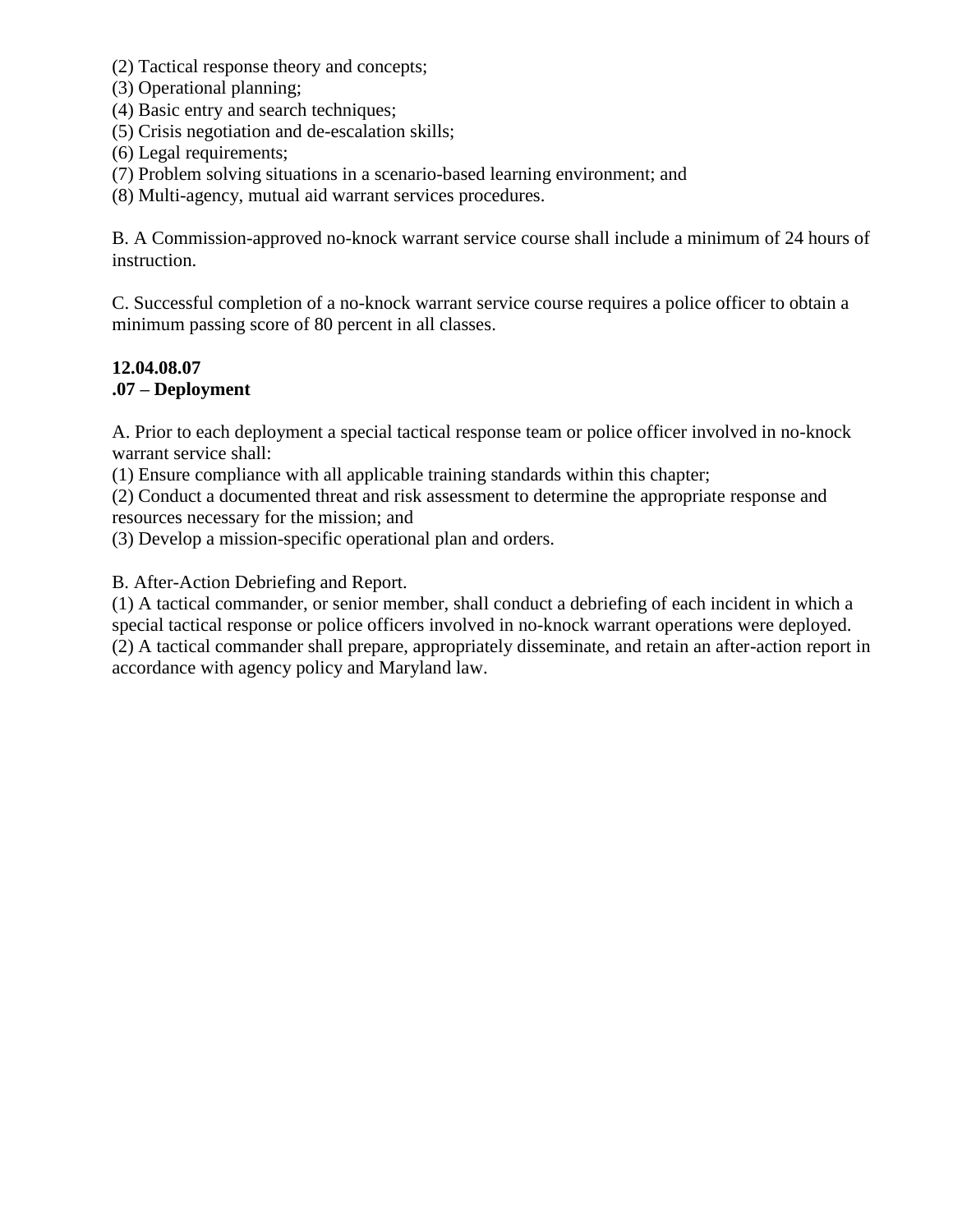(2) Tactical response theory and concepts;
(3) Operational planning;
(4) Basic entry and search techniques;
(5) Crisis negotiation and de-escalation skills;
(6) Legal requirements;
(7) Problem solving situations in a scenario-based learning environment; and
(8) Multi-agency, mutual aid warrant services procedures.

B. A Commission-approved no-knock warrant service course shall include a minimum of 24 hours of instruction.

C. Successful completion of a no-knock warrant service course requires a police officer to obtain a minimum passing score of 80 percent in all classes.

**12.04.08.07**
**.07 – Deployment**

A. Prior to each deployment a special tactical response team or police officer involved in no-knock warrant service shall:
(1) Ensure compliance with all applicable training standards within this chapter;
(2) Conduct a documented threat and risk assessment to determine the appropriate response and resources necessary for the mission; and
(3) Develop a mission-specific operational plan and orders.

B. After-Action Debriefing and Report.
(1) A tactical commander, or senior member, shall conduct a debriefing of each incident in which a special tactical response or police officers involved in no-knock warrant operations were deployed.
(2) A tactical commander shall prepare, appropriately disseminate, and retain an after-action report in accordance with agency policy and Maryland law.